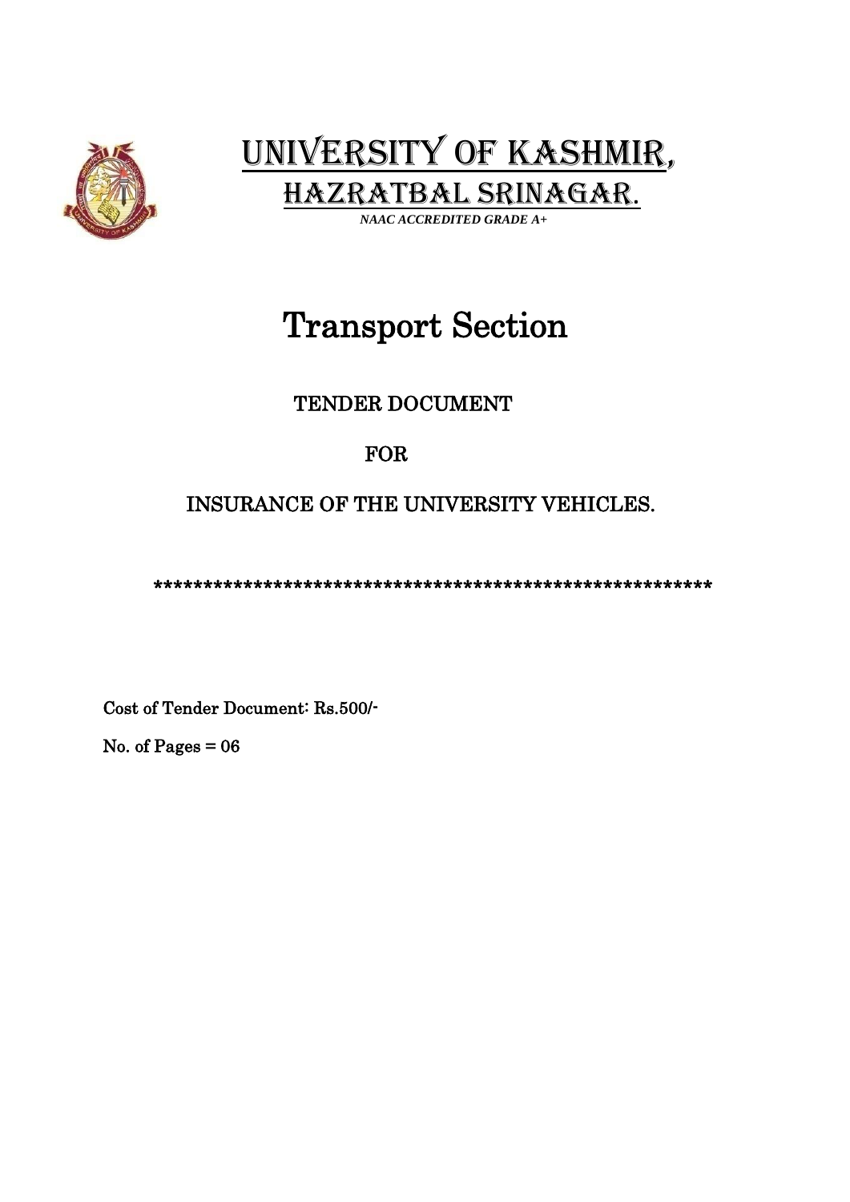# UNIVERSITY OF KASHMIR,
## HAZRATBAL SRINAGAR.

***NAAC ACCREDITED GRADE A+***

# Transport Section

## TENDER DOCUMENT

## FOR

## INSURANCE OF THE UNIVERSITY VEHICLES.

*********************************************************

Cost of Tender Document: Rs.500/-

No. of Pages = 06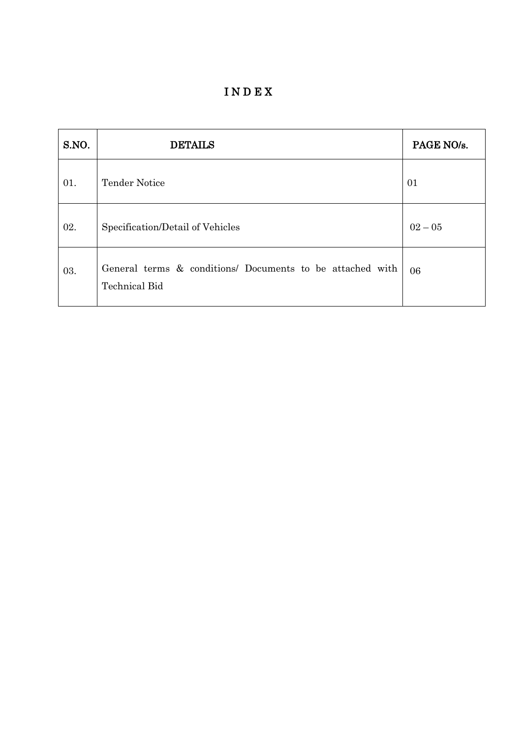# I N D E X

| S.NO. | DETAILS | PAGE NO/s. |
|---|---|---|
| 01. | Tender Notice | 01 |
| 02. | Specification/Detail of Vehicles | 02 – 05 |
| 03. | General terms & conditions/ Documents to be attached with Technical Bid | 06 |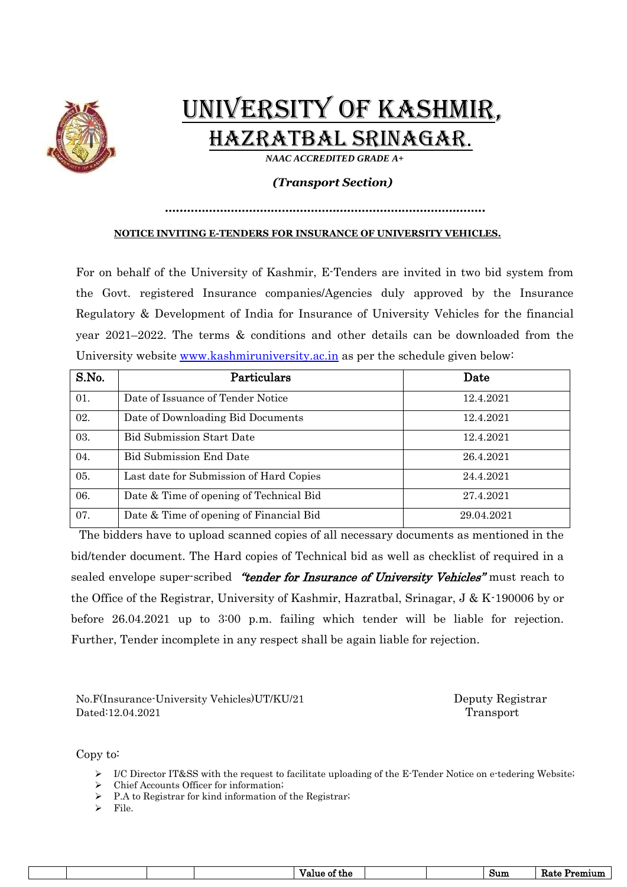# UNIVERSITY OF KASHMIR,

## HAZRATBAL SRINAGAR.

***NAAC ACCREDITED GRADE A+***

***(Transport Section)***

…………………………………………………………………………

**NOTICE INVITING E-TENDERS FOR INSURANCE OF UNIVERSITY VEHICLES.**

For on behalf of the University of Kashmir, E-Tenders are invited in two bid system from the Govt. registered Insurance companies/Agencies duly approved by the Insurance Regulatory & Development of India for Insurance of University Vehicles for the financial year 2021–2022. The terms & conditions and other details can be downloaded from the University website www.kashmiruniversity.ac.in as per the schedule given below:

| S.No. | Particulars | Date |
|---|---|---|
| 01. | Date of Issuance of Tender Notice | 12.4.2021 |
| 02. | Date of Downloading Bid Documents | 12.4.2021 |
| 03. | Bid Submission Start Date | 12.4.2021 |
| 04. | Bid Submission End Date | 26.4.2021 |
| 05. | Last date for Submission of Hard Copies | 24.4.2021 |
| 06. | Date & Time of opening of Technical Bid | 27.4.2021 |
| 07. | Date & Time of opening of Financial Bid | 29.04.2021 |

The bidders have to upload scanned copies of all necessary documents as mentioned in the bid/tender document. The Hard copies of Technical bid as well as checklist of required in a sealed envelope super-scribed ***"tender for Insurance of University Vehicles"*** must reach to the Office of the Registrar, University of Kashmir, Hazratbal, Srinagar, J & K-190006 by or before 26.04.2021 up to 3:00 p.m. failing which tender will be liable for rejection. Further, Tender incomplete in any respect shall be again liable for rejection.

No.F(Insurance-University Vehicles)UT/KU/21
Dated:12.04.2021

Deputy Registrar
Transport

Copy to:

- I/C Director IT&SS with the request to facilitate uploading of the E-Tender Notice on e-tedering Website;
- Chief Accounts Officer for information;
- P.A to Registrar for kind information of the Registrar;
- File.

| | | | | Value of the | | | Sum | Rate Premium |
|---|---|---|---|---|---|---|---|---|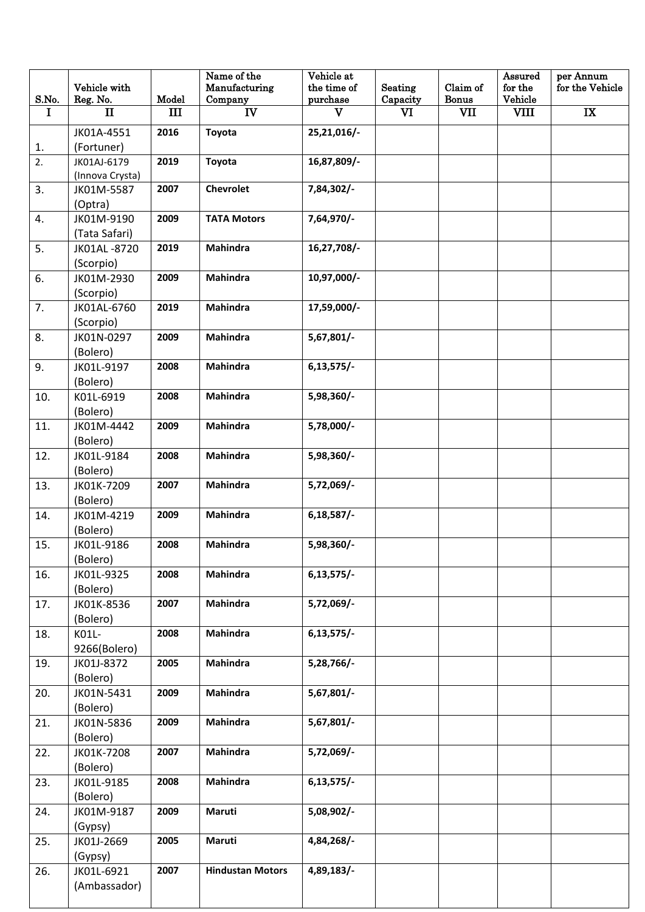| S.No. | Vehicle with Reg. No. | Model | Name of the Manufacturing Company | Vehicle at the time of purchase | Seating Capacity | Claim of Bonus | Assured for the Vehicle | per Annum for the Vehicle |
|---|---|---|---|---|---|---|---|---|
| I | II | III | IV | V | VI | VII | VIII | IX |
| 1. | JK01A-4551 (Fortuner) | **2016** | **Toyota** | **25,21,016/-** | | | | |
| 2. | JK01AJ-6179 (Innova Crysta) | **2019** | **Toyota** | **16,87,809/-** | | | | |
| 3. | JK01M-5587 (Optra) | **2007** | **Chevrolet** | **7,84,302/-** | | | | |
| 4. | JK01M-9190 (Tata Safari) | **2009** | **TATA Motors** | **7,64,970/-** | | | | |
| 5. | JK01AL -8720 (Scorpio) | **2019** | **Mahindra** | **16,27,708/-** | | | | |
| 6. | JK01M-2930 (Scorpio) | **2009** | **Mahindra** | **10,97,000/-** | | | | |
| 7. | JK01AL-6760 (Scorpio) | **2019** | **Mahindra** | **17,59,000/-** | | | | |
| 8. | JK01N-0297 (Bolero) | **2009** | **Mahindra** | **5,67,801/-** | | | | |
| 9. | JK01L-9197 (Bolero) | **2008** | **Mahindra** | **6,13,575/-** | | | | |
| 10. | K01L-6919 (Bolero) | **2008** | **Mahindra** | **5,98,360/-** | | | | |
| 11. | JK01M-4442 (Bolero) | **2009** | **Mahindra** | **5,78,000/-** | | | | |
| 12. | JK01L-9184 (Bolero) | **2008** | **Mahindra** | **5,98,360/-** | | | | |
| 13. | JK01K-7209 (Bolero) | **2007** | **Mahindra** | **5,72,069/-** | | | | |
| 14. | JK01M-4219 (Bolero) | **2009** | **Mahindra** | **6,18,587/-** | | | | |
| 15. | JK01L-9186 (Bolero) | **2008** | **Mahindra** | **5,98,360/-** | | | | |
| 16. | JK01L-9325 (Bolero) | **2008** | **Mahindra** | **6,13,575/-** | | | | |
| 17. | JK01K-8536 (Bolero) | **2007** | **Mahindra** | **5,72,069/-** | | | | |
| 18. | K01L-9266(Bolero) | **2008** | **Mahindra** | **6,13,575/-** | | | | |
| 19. | JK01J-8372 (Bolero) | **2005** | **Mahindra** | **5,28,766/-** | | | | |
| 20. | JK01N-5431 (Bolero) | **2009** | **Mahindra** | **5,67,801/-** | | | | |
| 21. | JK01N-5836 (Bolero) | **2009** | **Mahindra** | **5,67,801/-** | | | | |
| 22. | JK01K-7208 (Bolero) | **2007** | **Mahindra** | **5,72,069/-** | | | | |
| 23. | JK01L-9185 (Bolero) | **2008** | **Mahindra** | **6,13,575/-** | | | | |
| 24. | JK01M-9187 (Gypsy) | **2009** | **Maruti** | **5,08,902/-** | | | | |
| 25. | JK01J-2669 (Gypsy) | **2005** | **Maruti** | **4,84,268/-** | | | | |
| 26. | JK01L-6921 (Ambassador) | **2007** | **Hindustan Motors** | **4,89,183/-** | | | | |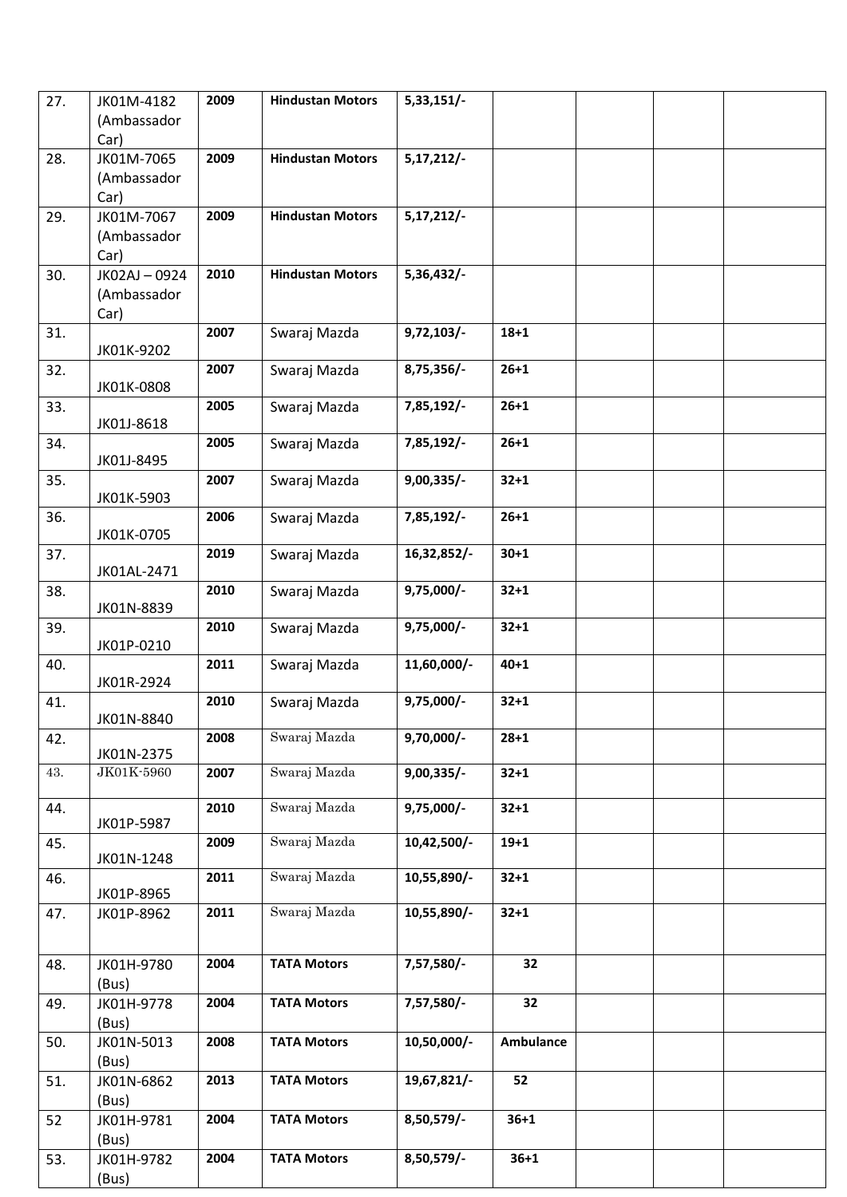| 27. | JK01M-4182 (Ambassador Car) | 2009 | Hindustan Motors | 5,33,151/- | | | | |
|---|---|---|---|---|---|---|---|---|
| 28. | JK01M-7065 (Ambassador Car) | 2009 | Hindustan Motors | 5,17,212/- | | | | |
| 29. | JK01M-7067 (Ambassador Car) | 2009 | Hindustan Motors | 5,17,212/- | | | | |
| 30. | JK02AJ – 0924 (Ambassador Car) | 2010 | Hindustan Motors | 5,36,432/- | | | | |
| 31. | JK01K-9202 | 2007 | Swaraj Mazda | 9,72,103/- | 18+1 | | | |
| 32. | JK01K-0808 | 2007 | Swaraj Mazda | 8,75,356/- | 26+1 | | | |
| 33. | JK01J-8618 | 2005 | Swaraj Mazda | 7,85,192/- | 26+1 | | | |
| 34. | JK01J-8495 | 2005 | Swaraj Mazda | 7,85,192/- | 26+1 | | | |
| 35. | JK01K-5903 | 2007 | Swaraj Mazda | 9,00,335/- | 32+1 | | | |
| 36. | JK01K-0705 | 2006 | Swaraj Mazda | 7,85,192/- | 26+1 | | | |
| 37. | JK01AL-2471 | 2019 | Swaraj Mazda | 16,32,852/- | 30+1 | | | |
| 38. | JK01N-8839 | 2010 | Swaraj Mazda | 9,75,000/- | 32+1 | | | |
| 39. | JK01P-0210 | 2010 | Swaraj Mazda | 9,75,000/- | 32+1 | | | |
| 40. | JK01R-2924 | 2011 | Swaraj Mazda | 11,60,000/- | 40+1 | | | |
| 41. | JK01N-8840 | 2010 | Swaraj Mazda | 9,75,000/- | 32+1 | | | |
| 42. | JK01N-2375 | 2008 | Swaraj Mazda | 9,70,000/- | 28+1 | | | |
| 43. | JK01K-5960 | 2007 | Swaraj Mazda | 9,00,335/- | 32+1 | | | |
| 44. | JK01P-5987 | 2010 | Swaraj Mazda | 9,75,000/- | 32+1 | | | |
| 45. | JK01N-1248 | 2009 | Swaraj Mazda | 10,42,500/- | 19+1 | | | |
| 46. | JK01P-8965 | 2011 | Swaraj Mazda | 10,55,890/- | 32+1 | | | |
| 47. | JK01P-8962 | 2011 | Swaraj Mazda | 10,55,890/- | 32+1 | | | |
| 48. | JK01H-9780 (Bus) | 2004 | TATA Motors | 7,57,580/- | 32 | | | |
| 49. | JK01H-9778 (Bus) | 2004 | TATA Motors | 7,57,580/- | 32 | | | |
| 50. | JK01N-5013 (Bus) | 2008 | TATA Motors | 10,50,000/- | Ambulance | | | |
| 51. | JK01N-6862 (Bus) | 2013 | TATA Motors | 19,67,821/- | 52 | | | |
| 52 | JK01H-9781 (Bus) | 2004 | TATA Motors | 8,50,579/- | 36+1 | | | |
| 53. | JK01H-9782 (Bus) | 2004 | TATA Motors | 8,50,579/- | 36+1 | | | |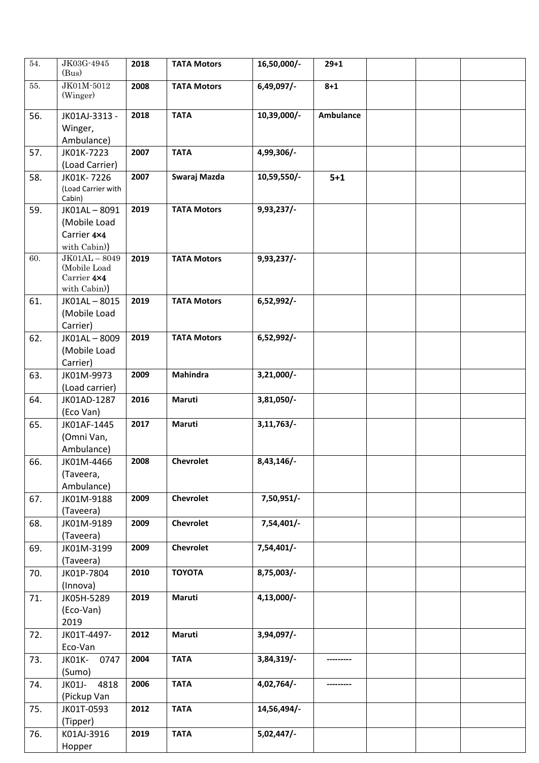| 54. | JK03G-4945 (Bus) | 2018 | TATA Motors | 16,50,000/- | 29+1 | | | |
|---|---|---|---|---|---|---|---|---|
| 55. | JK01M-5012 (Winger) | 2008 | TATA Motors | 6,49,097/- | 8+1 | | | |
| 56. | JK01AJ-3313 - Winger, Ambulance) | 2018 | TATA | 10,39,000/- | Ambulance | | | |
| 57. | JK01K-7223 (Load Carrier) | 2007 | TATA | 4,99,306/- | | | | |
| 58. | JK01K- 7226 (Load Carrier with Cabin) | 2007 | Swaraj Mazda | 10,59,550/- | 5+1 | | | |
| 59. | JK01AL – 8091 (Mobile Load Carrier 4×4 with Cabin)) | 2019 | TATA Motors | 9,93,237/- | | | | |
| 60. | JK01AL – 8049 (Mobile Load Carrier 4×4 with Cabin)) | 2019 | TATA Motors | 9,93,237/- | | | | |
| 61. | JK01AL – 8015 (Mobile Load Carrier) | 2019 | TATA Motors | 6,52,992/- | | | | |
| 62. | JK01AL – 8009 (Mobile Load Carrier) | 2019 | TATA Motors | 6,52,992/- | | | | |
| 63. | JK01M-9973 (Load carrier) | 2009 | Mahindra | 3,21,000/- | | | | |
| 64. | JK01AD-1287 (Eco Van) | 2016 | Maruti | 3,81,050/- | | | | |
| 65. | JK01AF-1445 (Omni Van, Ambulance) | 2017 | Maruti | 3,11,763/- | | | | |
| 66. | JK01M-4466 (Taveera, Ambulance) | 2008 | Chevrolet | 8,43,146/- | | | | |
| 67. | JK01M-9188 (Taveera) | 2009 | Chevrolet | 7,50,951/- | | | | |
| 68. | JK01M-9189 (Taveera) | 2009 | Chevrolet | 7,54,401/- | | | | |
| 69. | JK01M-3199 (Taveera) | 2009 | Chevrolet | 7,54,401/- | | | | |
| 70. | JK01P-7804 (Innova) | 2010 | TOYOTA | 8,75,003/- | | | | |
| 71. | JK05H-5289 (Eco-Van) 2019 | 2019 | Maruti | 4,13,000/- | | | | |
| 72. | JK01T-4497-Eco-Van | 2012 | Maruti | 3,94,097/- | | | | |
| 73. | JK01K- 0747 (Sumo) | 2004 | TATA | 3,84,319/- | --------- | | | |
| 74. | JK01J- 4818 (Pickup Van | 2006 | TATA | 4,02,764/- | --------- | | | |
| 75. | JK01T-0593 (Tipper) | 2012 | TATA | 14,56,494/- | | | | |
| 76. | K01AJ-3916 Hopper | 2019 | TATA | 5,02,447/- | | | | |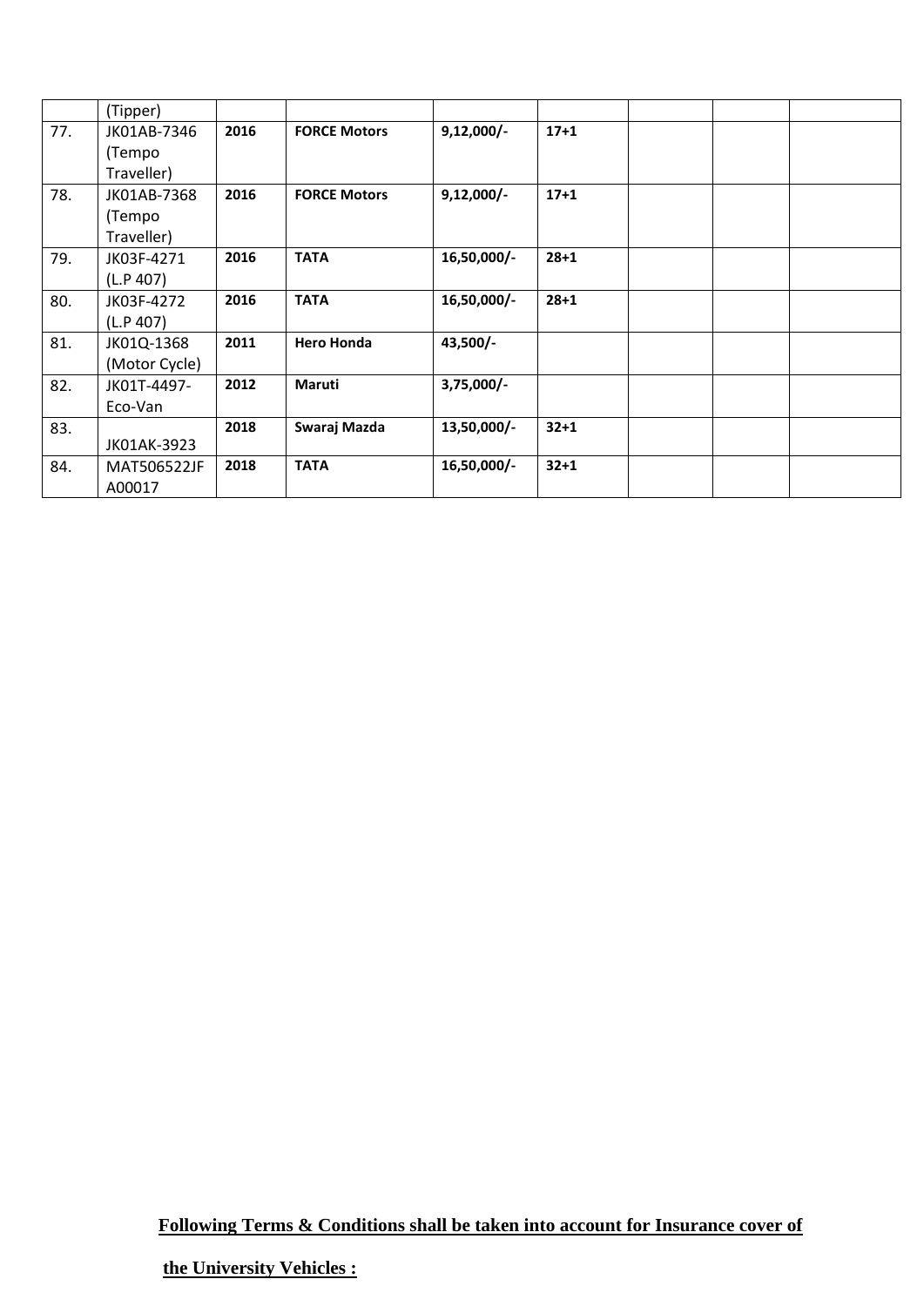| | (Tipper) | | | | | | | |
|---|---|---|---|---|---|---|---|---|
| 77. | JK01AB-7346 (Tempo Traveller) | **2016** | **FORCE Motors** | **9,12,000/-** | **17+1** | | | |
| 78. | JK01AB-7368 (Tempo Traveller) | **2016** | **FORCE Motors** | **9,12,000/-** | **17+1** | | | |
| 79. | JK03F-4271 (L.P 407) | **2016** | **TATA** | **16,50,000/-** | **28+1** | | | |
| 80. | JK03F-4272 (L.P 407) | **2016** | **TATA** | **16,50,000/-** | **28+1** | | | |
| 81. | JK01Q-1368 (Motor Cycle) | **2011** | **Hero Honda** | **43,500/-** | | | | |
| 82. | JK01T-4497-Eco-Van | **2012** | **Maruti** | **3,75,000/-** | | | | |
| 83. | JK01AK-3923 | **2018** | **Swaraj Mazda** | **13,50,000/-** | **32+1** | | | |
| 84. | MAT506522JF A00017 | **2018** | **TATA** | **16,50,000/-** | **32+1** | | | |

**Following Terms & Conditions shall be taken into account for Insurance cover of the University Vehicles :**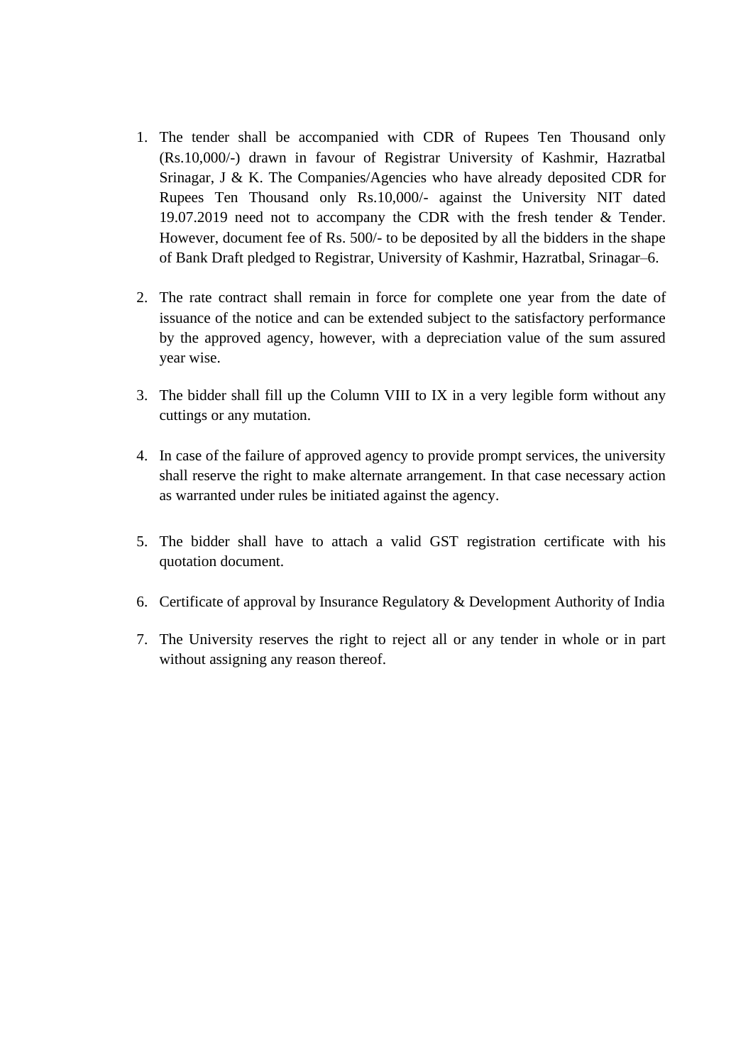1. The tender shall be accompanied with CDR of Rupees Ten Thousand only (Rs.10,000/-) drawn in favour of Registrar University of Kashmir, Hazratbal Srinagar, J & K. The Companies/Agencies who have already deposited CDR for Rupees Ten Thousand only Rs.10,000/- against the University NIT dated 19.07.2019 need not to accompany the CDR with the fresh tender & Tender. However, document fee of Rs. 500/- to be deposited by all the bidders in the shape of Bank Draft pledged to Registrar, University of Kashmir, Hazratbal, Srinagar–6.

2. The rate contract shall remain in force for complete one year from the date of issuance of the notice and can be extended subject to the satisfactory performance by the approved agency, however, with a depreciation value of the sum assured year wise.

3. The bidder shall fill up the Column VIII to IX in a very legible form without any cuttings or any mutation.

4. In case of the failure of approved agency to provide prompt services, the university shall reserve the right to make alternate arrangement. In that case necessary action as warranted under rules be initiated against the agency.

5. The bidder shall have to attach a valid GST registration certificate with his quotation document.

6. Certificate of approval by Insurance Regulatory & Development Authority of India

7. The University reserves the right to reject all or any tender in whole or in part without assigning any reason thereof.